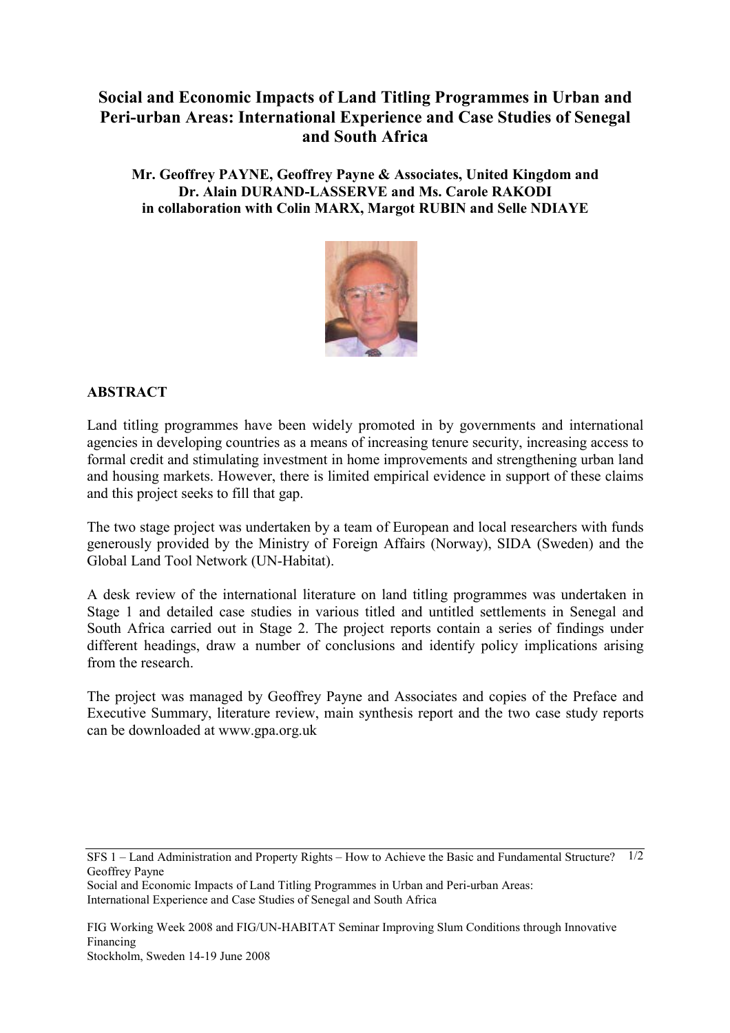# Social and Economic Impacts of Land Titling Programmes in Urban and Peri-urban Areas: International Experience and Case Studies of Senegal and South Africa

**Mr. Geoffrey PAYNE, Geoffrey Payne & Associates, United Kingdom and Dr. Alain DURAND-LASSERVE and Ms. Carole RAKODI in collaboration with Colin MARX, Margot RUBIN and Selle NDIAYE**

## ABSTRACT

Land titling programmes have been widely promoted in by governments and international agencies in developing countries as a means of increasing tenure security, increasing access to formal credit and stimulating investment in home improvements and strengthening urban land and housing markets. However, there is limited empirical evidence in support of these claims and this project seeks to fill that gap.

The two stage project was undertaken by a team of European and local researchers with funds generously provided by the Ministry of Foreign Affairs (Norway), SIDA (Sweden) and the Global Land Tool Network (UN-Habitat).

A desk review of the international literature on land titling programmes was undertaken in Stage 1 and detailed case studies in various titled and untitled settlements in Senegal and South Africa carried out in Stage 2. The project reports contain a series of findings under different headings, draw a number of conclusions and identify policy implications arising from the research.

The project was managed by Geoffrey Payne and Associates and copies of the Preface and Executive Summary, literature review, main synthesis report and the two case study reports can be downloaded at www.gpa.org.uk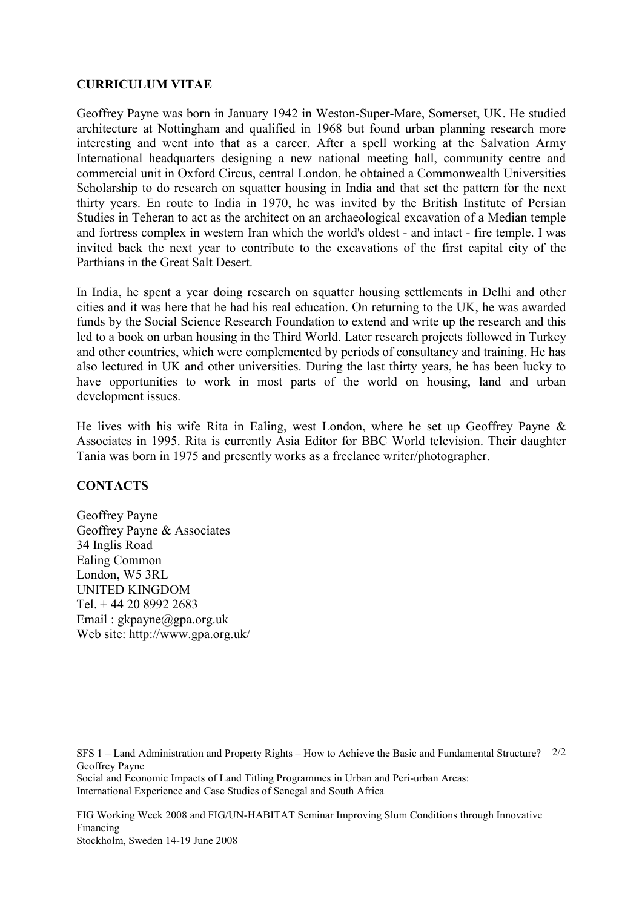**CURRICULUM VITAE**

Geoffrey Payne was born in January 1942 in Weston-Super-Mare, Somerset, UK. He studied architecture at Nottingham and qualified in 1968 but found urban planning research more interesting and went into that as a career. After a spell working at the Salvation Army International headquarters designing a new national meeting hall, community centre and commercial unit in Oxford Circus, central London, he obtained a Commonwealth Universities Scholarship to do research on squatter housing in India and that set the pattern for the next thirty years. En route to India in 1970, he was invited by the British Institute of Persian Studies in Teheran to act as the architect on an archaeological excavation of a Median temple and fortress complex in western Iran which the world's oldest - and intact - fire temple. I was invited back the next year to contribute to the excavations of the first capital city of the Parthians in the Great Salt Desert.

In India, he spent a year doing research on squatter housing settlements in Delhi and other cities and it was here that he had his real education. On returning to the UK, he was awarded funds by the Social Science Research Foundation to extend and write up the research and this led to a book on urban housing in the Third World. Later research projects followed in Turkey and other countries, which were complemented by periods of consultancy and training. He has also lectured in UK and other universities. During the last thirty years, he has been lucky to have opportunities to work in most parts of the world on housing, land and urban development issues.

He lives with his wife Rita in Ealing, west London, where he set up Geoffrey Payne & Associates in 1995. Rita is currently Asia Editor for BBC World television. Their daughter Tania was born in 1975 and presently works as a freelance writer/photographer.

**CONTACTS**

Geoffrey Payne
Geoffrey Payne & Associates
34 Inglis Road
Ealing Common
London, W5 3RL
UNITED KINGDOM
Tel. + 44 20 8992 2683
Email : gkpayne@gpa.org.uk
Web site: http://www.gpa.org.uk/